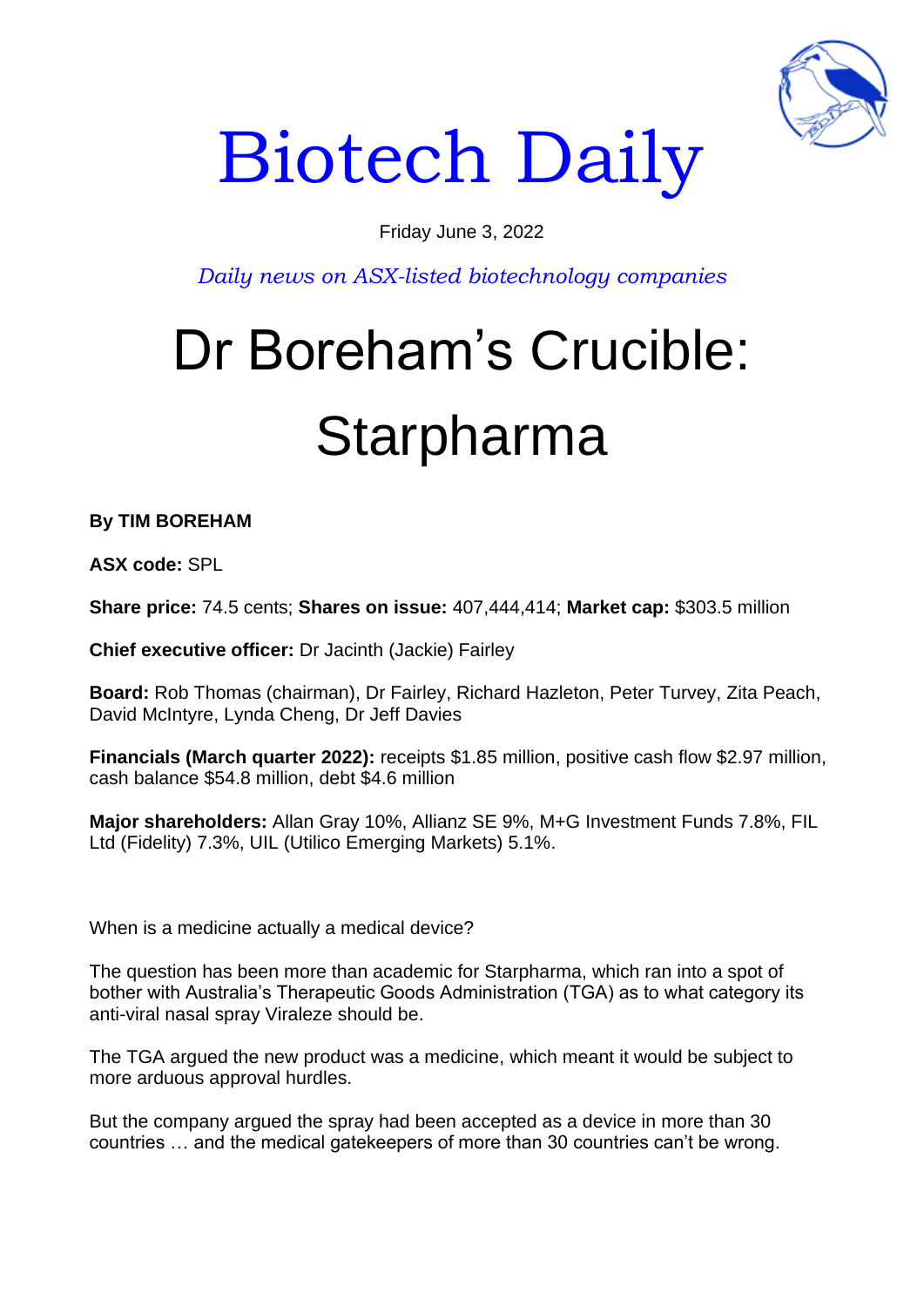# Biotech Daily

Friday June 3, 2022

*Daily news on ASX-listed biotechnology companies*

# Dr Boreham's Crucible: Starpharma

**By TIM BOREHAM**

**ASX code:** SPL

**Share price:** 74.5 cents; **Shares on issue:** 407,444,414; **Market cap:** $303.5 million

**Chief executive officer:** Dr Jacinth (Jackie) Fairley

**Board:** Rob Thomas (chairman), Dr Fairley, Richard Hazleton, Peter Turvey, Zita Peach, David McIntyre, Lynda Cheng, Dr Jeff Davies

**Financials (March quarter 2022):** receipts $1.85 million, positive cash flow $2.97 million, cash balance $54.8 million, debt $4.6 million

**Major shareholders:** Allan Gray 10%, Allianz SE 9%, M+G Investment Funds 7.8%, FIL Ltd (Fidelity) 7.3%, UIL (Utilico Emerging Markets) 5.1%.

When is a medicine actually a medical device?

The question has been more than academic for Starpharma, which ran into a spot of bother with Australia's Therapeutic Goods Administration (TGA) as to what category its anti-viral nasal spray Viraleze should be.

The TGA argued the new product was a medicine, which meant it would be subject to more arduous approval hurdles.

But the company argued the spray had been accepted as a device in more than 30 countries … and the medical gatekeepers of more than 30 countries can't be wrong.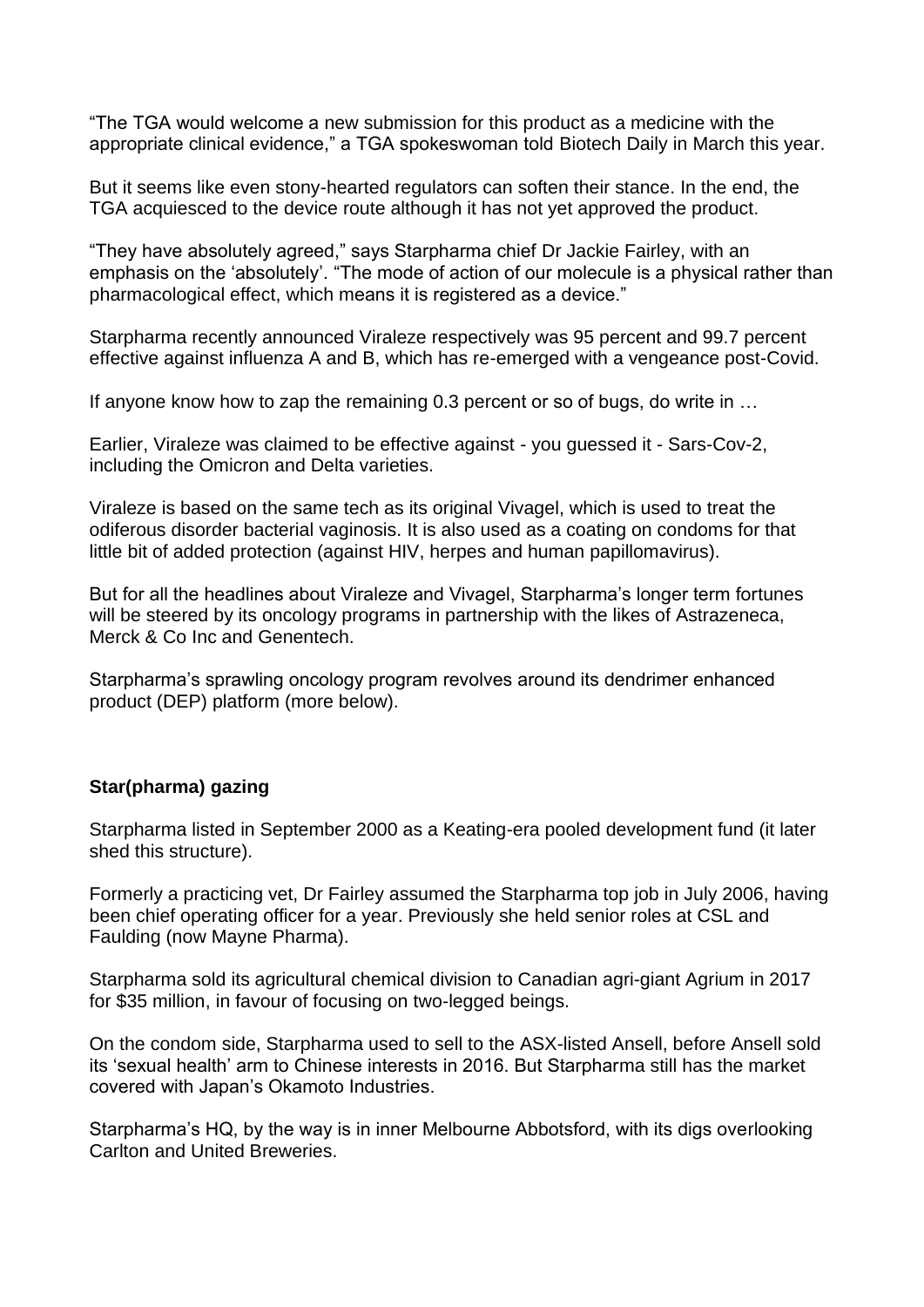"The TGA would welcome a new submission for this product as a medicine with the appropriate clinical evidence," a TGA spokeswoman told Biotech Daily in March this year.

But it seems like even stony-hearted regulators can soften their stance. In the end, the TGA acquiesced to the device route although it has not yet approved the product.

"They have absolutely agreed," says Starpharma chief Dr Jackie Fairley, with an emphasis on the 'absolutely'. "The mode of action of our molecule is a physical rather than pharmacological effect, which means it is registered as a device."

Starpharma recently announced Viraleze respectively was 95 percent and 99.7 percent effective against influenza A and B, which has re-emerged with a vengeance post-Covid.

If anyone know how to zap the remaining 0.3 percent or so of bugs, do write in …

Earlier, Viraleze was claimed to be effective against - you guessed it - Sars-Cov-2, including the Omicron and Delta varieties.

Viraleze is based on the same tech as its original Vivagel, which is used to treat the odiferous disorder bacterial vaginosis. It is also used as a coating on condoms for that little bit of added protection (against HIV, herpes and human papillomavirus).

But for all the headlines about Viraleze and Vivagel, Starpharma's longer term fortunes will be steered by its oncology programs in partnership with the likes of Astrazeneca, Merck & Co Inc and Genentech.

Starpharma's sprawling oncology program revolves around its dendrimer enhanced product (DEP) platform (more below).

**Star(pharma) gazing**

Starpharma listed in September 2000 as a Keating-era pooled development fund (it later shed this structure).

Formerly a practicing vet, Dr Fairley assumed the Starpharma top job in July 2006, having been chief operating officer for a year. Previously she held senior roles at CSL and Faulding (now Mayne Pharma).

Starpharma sold its agricultural chemical division to Canadian agri-giant Agrium in 2017 for $35 million, in favour of focusing on two-legged beings.

On the condom side, Starpharma used to sell to the ASX-listed Ansell, before Ansell sold its 'sexual health' arm to Chinese interests in 2016. But Starpharma still has the market covered with Japan's Okamoto Industries.

Starpharma's HQ, by the way is in inner Melbourne Abbotsford, with its digs overlooking Carlton and United Breweries.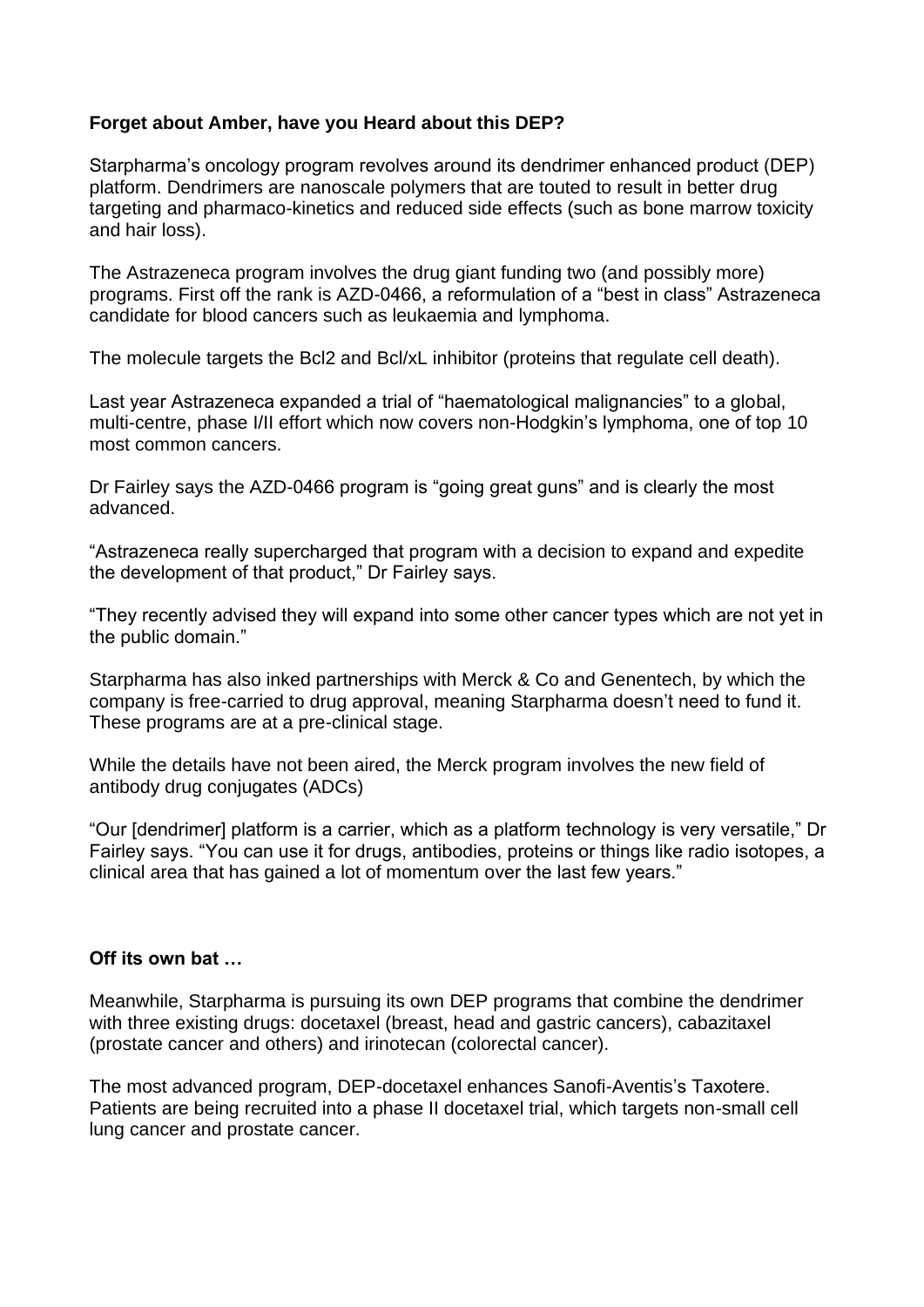**Forget about Amber, have you Heard about this DEP?**

Starpharma's oncology program revolves around its dendrimer enhanced product (DEP) platform. Dendrimers are nanoscale polymers that are touted to result in better drug targeting and pharmaco-kinetics and reduced side effects (such as bone marrow toxicity and hair loss).

The Astrazeneca program involves the drug giant funding two (and possibly more) programs. First off the rank is AZD-0466, a reformulation of a "best in class" Astrazeneca candidate for blood cancers such as leukaemia and lymphoma.

The molecule targets the Bcl2 and Bcl/xL inhibitor (proteins that regulate cell death).

Last year Astrazeneca expanded a trial of "haematological malignancies" to a global, multi-centre, phase I/II effort which now covers non-Hodgkin's lymphoma, one of top 10 most common cancers.

Dr Fairley says the AZD-0466 program is "going great guns" and is clearly the most advanced.

"Astrazeneca really supercharged that program with a decision to expand and expedite the development of that product," Dr Fairley says.

"They recently advised they will expand into some other cancer types which are not yet in the public domain."

Starpharma has also inked partnerships with Merck & Co and Genentech, by which the company is free-carried to drug approval, meaning Starpharma doesn't need to fund it. These programs are at a pre-clinical stage.

While the details have not been aired, the Merck program involves the new field of antibody drug conjugates (ADCs)

"Our [dendrimer] platform is a carrier, which as a platform technology is very versatile," Dr Fairley says. "You can use it for drugs, antibodies, proteins or things like radio isotopes, a clinical area that has gained a lot of momentum over the last few years."

**Off its own bat …**

Meanwhile, Starpharma is pursuing its own DEP programs that combine the dendrimer with three existing drugs: docetaxel (breast, head and gastric cancers), cabazitaxel (prostate cancer and others) and irinotecan (colorectal cancer).

The most advanced program, DEP-docetaxel enhances Sanofi-Aventis's Taxotere. Patients are being recruited into a phase II docetaxel trial, which targets non-small cell lung cancer and prostate cancer.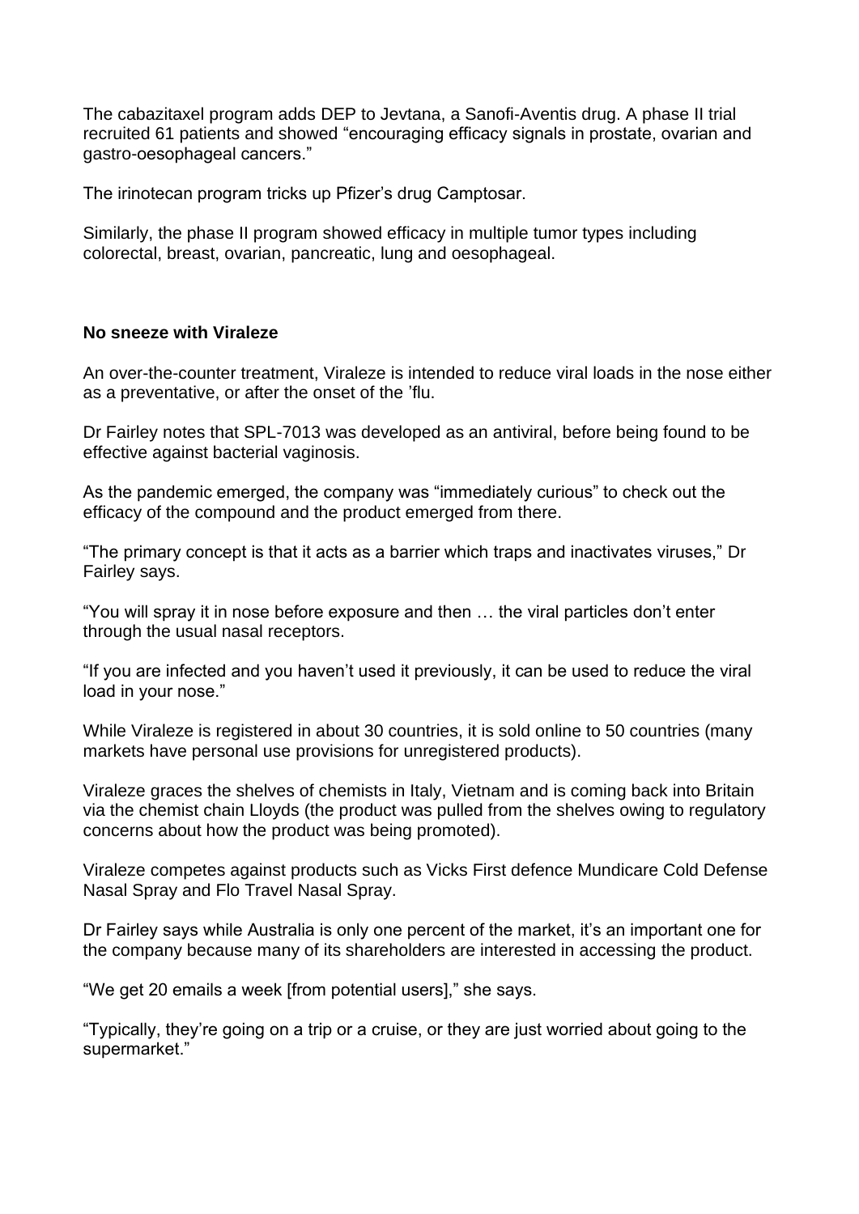The cabazitaxel program adds DEP to Jevtana, a Sanofi-Aventis drug. A phase II trial recruited 61 patients and showed “encouraging efficacy signals in prostate, ovarian and gastro-oesophageal cancers.”

The irinotecan program tricks up Pfizer’s drug Camptosar.

Similarly, the phase II program showed efficacy in multiple tumor types including colorectal, breast, ovarian, pancreatic, lung and oesophageal.

**No sneeze with Viraleze**

An over-the-counter treatment, Viraleze is intended to reduce viral loads in the nose either as a preventative, or after the onset of the ’flu.

Dr Fairley notes that SPL-7013 was developed as an antiviral, before being found to be effective against bacterial vaginosis.

As the pandemic emerged, the company was “immediately curious” to check out the efficacy of the compound and the product emerged from there.

“The primary concept is that it acts as a barrier which traps and inactivates viruses,” Dr Fairley says.

“You will spray it in nose before exposure and then … the viral particles don’t enter through the usual nasal receptors.

“If you are infected and you haven’t used it previously, it can be used to reduce the viral load in your nose.”

While Viraleze is registered in about 30 countries, it is sold online to 50 countries (many markets have personal use provisions for unregistered products).

Viraleze graces the shelves of chemists in Italy, Vietnam and is coming back into Britain via the chemist chain Lloyds (the product was pulled from the shelves owing to regulatory concerns about how the product was being promoted).

Viraleze competes against products such as Vicks First defence Mundicare Cold Defense Nasal Spray and Flo Travel Nasal Spray.

Dr Fairley says while Australia is only one percent of the market, it’s an important one for the company because many of its shareholders are interested in accessing the product.

“We get 20 emails a week [from potential users],” she says.

“Typically, they’re going on a trip or a cruise, or they are just worried about going to the supermarket.”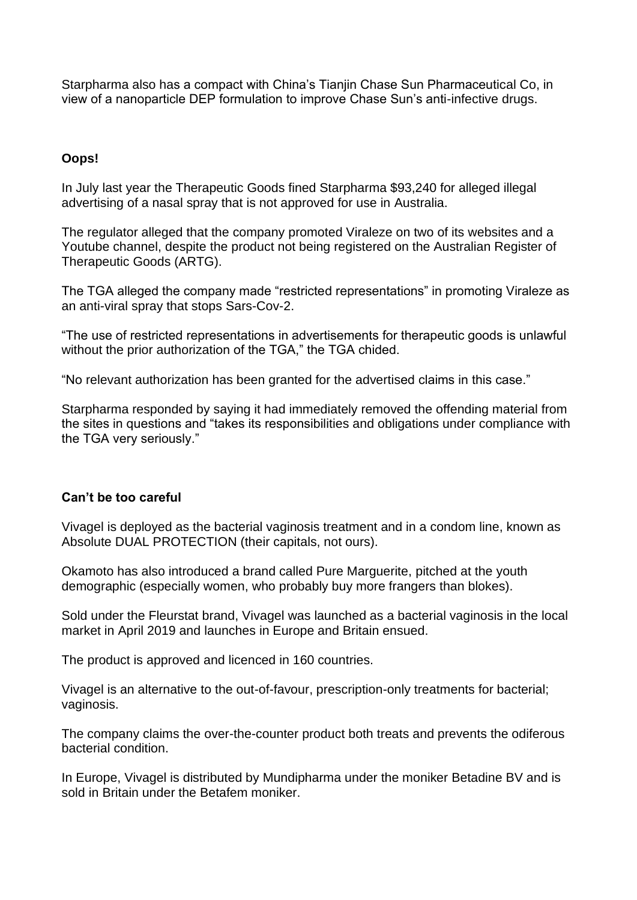Starpharma also has a compact with China's Tianjin Chase Sun Pharmaceutical Co, in view of a nanoparticle DEP formulation to improve Chase Sun's anti-infective drugs.

**Oops!**

In July last year the Therapeutic Goods fined Starpharma $93,240 for alleged illegal advertising of a nasal spray that is not approved for use in Australia.

The regulator alleged that the company promoted Viraleze on two of its websites and a Youtube channel, despite the product not being registered on the Australian Register of Therapeutic Goods (ARTG).

The TGA alleged the company made "restricted representations" in promoting Viraleze as an anti-viral spray that stops Sars-Cov-2.

"The use of restricted representations in advertisements for therapeutic goods is unlawful without the prior authorization of the TGA," the TGA chided.

"No relevant authorization has been granted for the advertised claims in this case."

Starpharma responded by saying it had immediately removed the offending material from the sites in questions and "takes its responsibilities and obligations under compliance with the TGA very seriously."

**Can't be too careful**

Vivagel is deployed as the bacterial vaginosis treatment and in a condom line, known as Absolute DUAL PROTECTION (their capitals, not ours).

Okamoto has also introduced a brand called Pure Marguerite, pitched at the youth demographic (especially women, who probably buy more frangers than blokes).

Sold under the Fleurstat brand, Vivagel was launched as a bacterial vaginosis in the local market in April 2019 and launches in Europe and Britain ensued.

The product is approved and licenced in 160 countries.

Vivagel is an alternative to the out-of-favour, prescription-only treatments for bacterial; vaginosis.

The company claims the over-the-counter product both treats and prevents the odiferous bacterial condition.

In Europe, Vivagel is distributed by Mundipharma under the moniker Betadine BV and is sold in Britain under the Betafem moniker.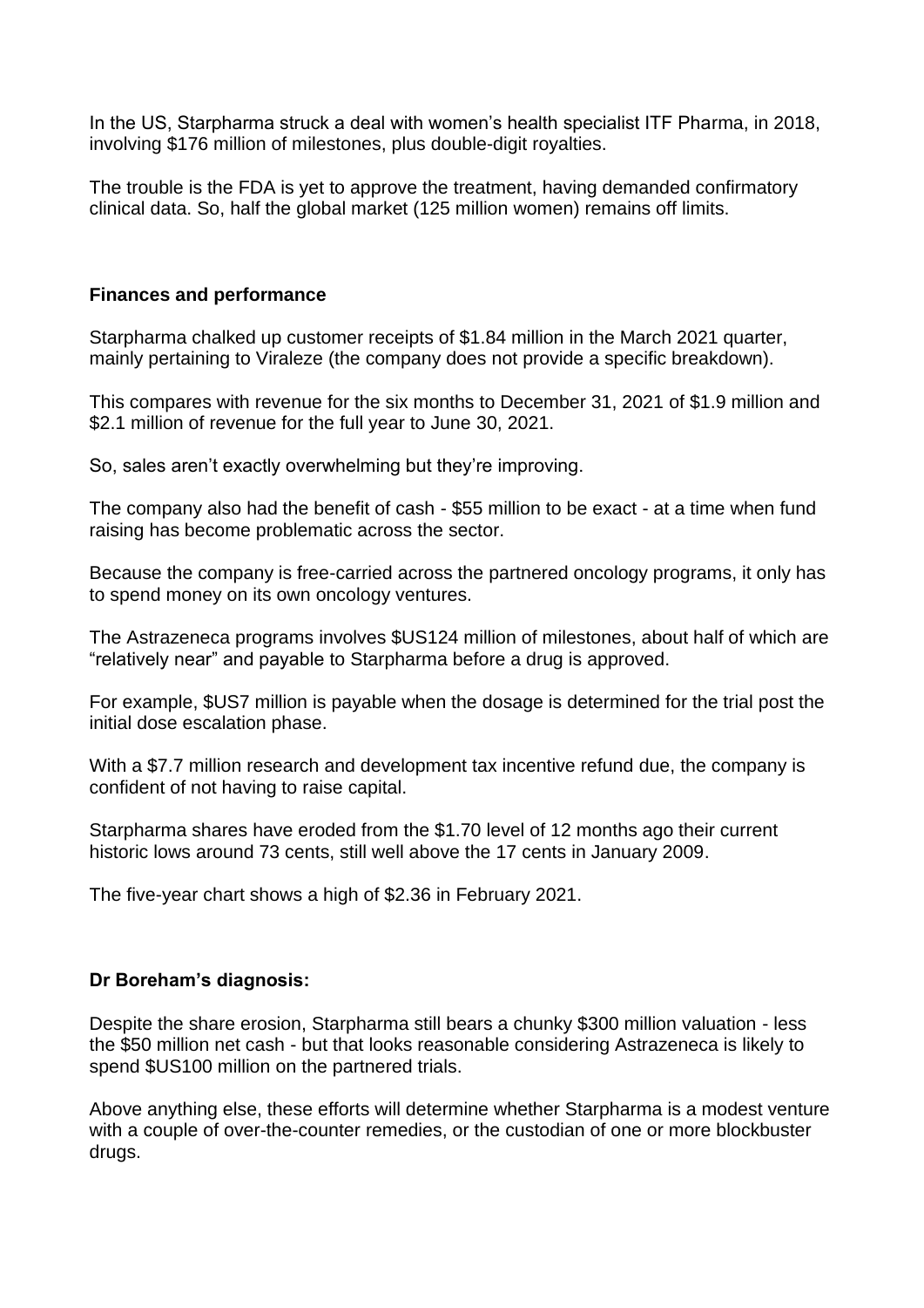In the US, Starpharma struck a deal with women's health specialist ITF Pharma, in 2018, involving $176 million of milestones, plus double-digit royalties.

The trouble is the FDA is yet to approve the treatment, having demanded confirmatory clinical data. So, half the global market (125 million women) remains off limits.

**Finances and performance**

Starpharma chalked up customer receipts of $1.84 million in the March 2021 quarter, mainly pertaining to Viraleze (the company does not provide a specific breakdown).

This compares with revenue for the six months to December 31, 2021 of $1.9 million and $2.1 million of revenue for the full year to June 30, 2021.

So, sales aren't exactly overwhelming but they're improving.

The company also had the benefit of cash - $55 million to be exact - at a time when fund raising has become problematic across the sector.

Because the company is free-carried across the partnered oncology programs, it only has to spend money on its own oncology ventures.

The Astrazeneca programs involves $US124 million of milestones, about half of which are "relatively near" and payable to Starpharma before a drug is approved.

For example, $US7 million is payable when the dosage is determined for the trial post the initial dose escalation phase.

With a $7.7 million research and development tax incentive refund due, the company is confident of not having to raise capital.

Starpharma shares have eroded from the $1.70 level of 12 months ago their current historic lows around 73 cents, still well above the 17 cents in January 2009.

The five-year chart shows a high of $2.36 in February 2021.

**Dr Boreham's diagnosis:**

Despite the share erosion, Starpharma still bears a chunky $300 million valuation - less the $50 million net cash - but that looks reasonable considering Astrazeneca is likely to spend $US100 million on the partnered trials.

Above anything else, these efforts will determine whether Starpharma is a modest venture with a couple of over-the-counter remedies, or the custodian of one or more blockbuster drugs.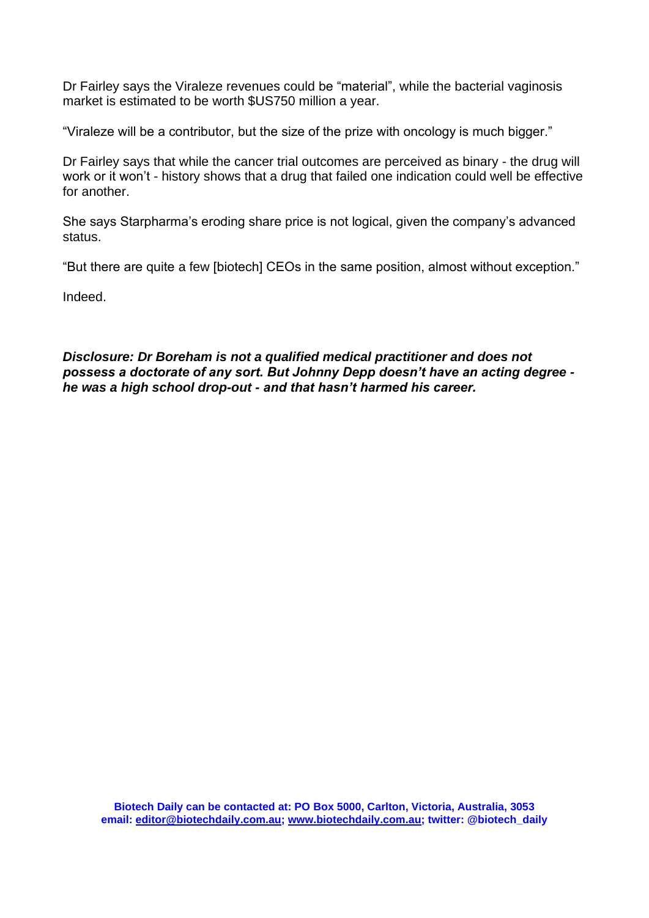Dr Fairley says the Viraleze revenues could be "material", while the bacterial vaginosis market is estimated to be worth $US750 million a year.

"Viraleze will be a contributor, but the size of the prize with oncology is much bigger."

Dr Fairley says that while the cancer trial outcomes are perceived as binary - the drug will work or it won't - history shows that a drug that failed one indication could well be effective for another.

She says Starpharma's eroding share price is not logical, given the company's advanced status.

"But there are quite a few [biotech] CEOs in the same position, almost without exception."

Indeed.

***Disclosure: Dr Boreham is not a qualified medical practitioner and does not possess a doctorate of any sort. But Johnny Depp doesn't have an acting degree - he was a high school drop-out - and that hasn't harmed his career.***

**Biotech Daily can be contacted at: PO Box 5000, Carlton, Victoria, Australia, 3053**
**email: editor@biotechdaily.com.au; www.biotechdaily.com.au; twitter: @biotech_daily**